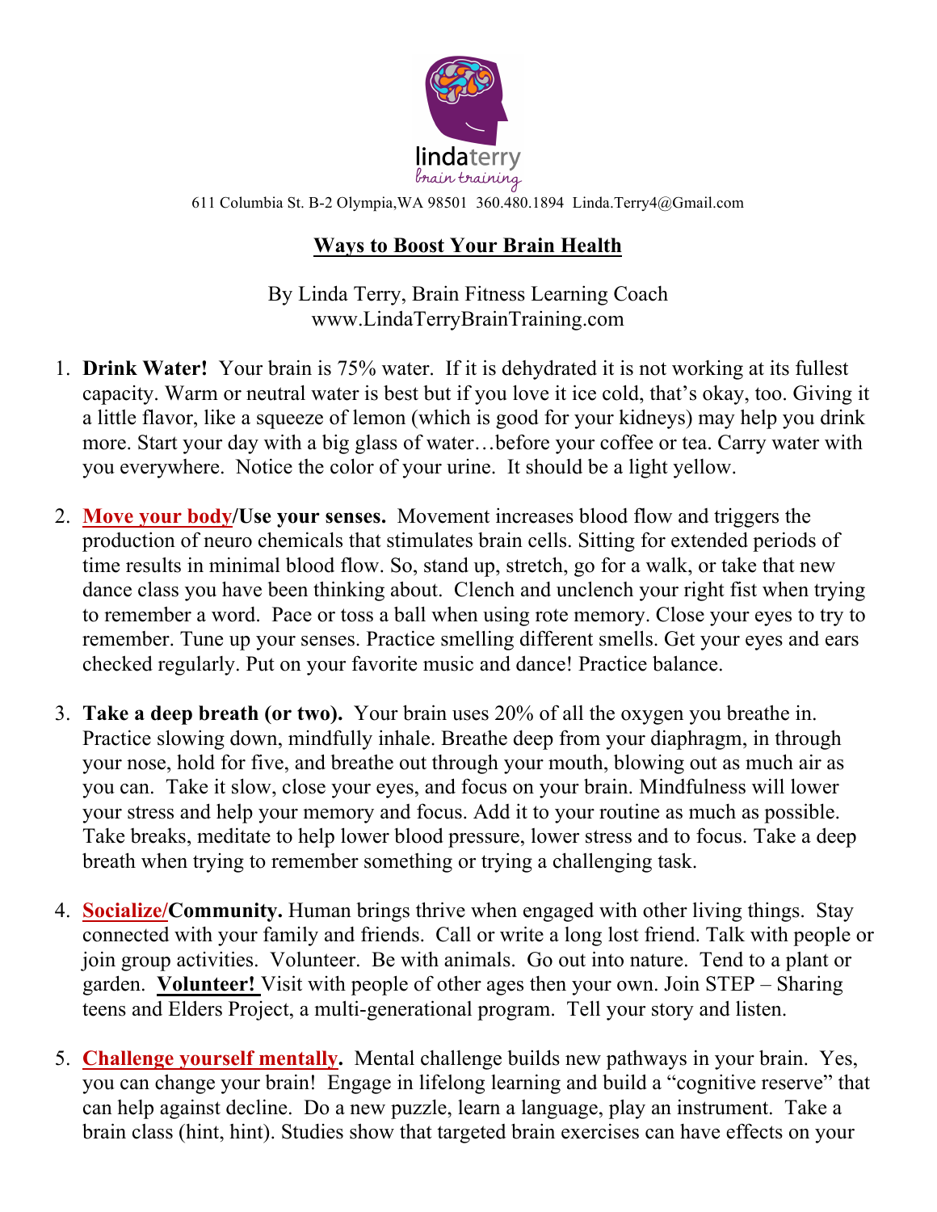lindaterry
brain training

611 Columbia St. B-2 Olympia,WA 98501 360.480.1894 Linda.Terry4@Gmail.com

# Ways to Boost Your Brain Health

By Linda Terry, Brain Fitness Learning Coach
www.LindaTerryBrainTraining.com

1. **Drink Water!** Your brain is 75% water. If it is dehydrated it is not working at its fullest capacity. Warm or neutral water is best but if you love it ice cold, that's okay, too. Giving it a little flavor, like a squeeze of lemon (which is good for your kidneys) may help you drink more. Start your day with a big glass of water…before your coffee or tea. Carry water with you everywhere. Notice the color of your urine. It should be a light yellow.

2. **Move your body/Use your senses.** Movement increases blood flow and triggers the production of neuro chemicals that stimulates brain cells. Sitting for extended periods of time results in minimal blood flow. So, stand up, stretch, go for a walk, or take that new dance class you have been thinking about. Clench and unclench your right fist when trying to remember a word. Pace or toss a ball when using rote memory. Close your eyes to try to remember. Tune up your senses. Practice smelling different smells. Get your eyes and ears checked regularly. Put on your favorite music and dance! Practice balance.

3. **Take a deep breath (or two).** Your brain uses 20% of all the oxygen you breathe in. Practice slowing down, mindfully inhale. Breathe deep from your diaphragm, in through your nose, hold for five, and breathe out through your mouth, blowing out as much air as you can. Take it slow, close your eyes, and focus on your brain. Mindfulness will lower your stress and help your memory and focus. Add it to your routine as much as possible. Take breaks, meditate to help lower blood pressure, lower stress and to focus. Take a deep breath when trying to remember something or trying a challenging task.

4. **Socialize/Community.** Human brings thrive when engaged with other living things. Stay connected with your family and friends. Call or write a long lost friend. Talk with people or join group activities. Volunteer. Be with animals. Go out into nature. Tend to a plant or garden. **Volunteer!** Visit with people of other ages then your own. Join STEP – Sharing teens and Elders Project, a multi-generational program. Tell your story and listen.

5. **Challenge yourself mentally.** Mental challenge builds new pathways in your brain. Yes, you can change your brain! Engage in lifelong learning and build a "cognitive reserve" that can help against decline. Do a new puzzle, learn a language, play an instrument. Take a brain class (hint, hint). Studies show that targeted brain exercises can have effects on your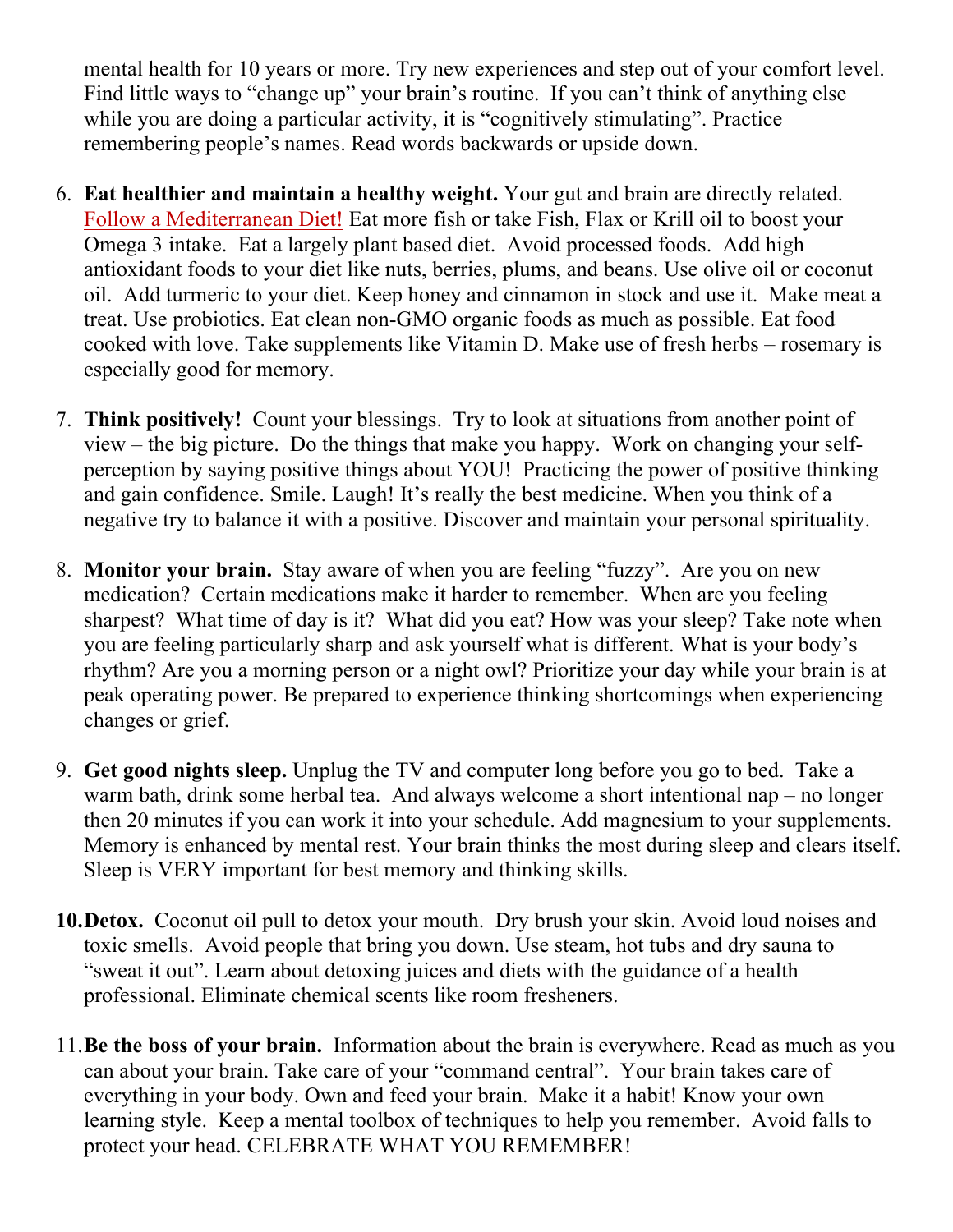mental health for 10 years or more. Try new experiences and step out of your comfort level. Find little ways to "change up" your brain's routine. If you can't think of anything else while you are doing a particular activity, it is "cognitively stimulating". Practice remembering people's names. Read words backwards or upside down.

6. **Eat healthier and maintain a healthy weight.** Your gut and brain are directly related. Follow a Mediterranean Diet! Eat more fish or take Fish, Flax or Krill oil to boost your Omega 3 intake. Eat a largely plant based diet. Avoid processed foods. Add high antioxidant foods to your diet like nuts, berries, plums, and beans. Use olive oil or coconut oil. Add turmeric to your diet. Keep honey and cinnamon in stock and use it. Make meat a treat. Use probiotics. Eat clean non-GMO organic foods as much as possible. Eat food cooked with love. Take supplements like Vitamin D. Make use of fresh herbs – rosemary is especially good for memory.

7. **Think positively!** Count your blessings. Try to look at situations from another point of view – the big picture. Do the things that make you happy. Work on changing your self-perception by saying positive things about YOU! Practicing the power of positive thinking and gain confidence. Smile. Laugh! It's really the best medicine. When you think of a negative try to balance it with a positive. Discover and maintain your personal spirituality.

8. **Monitor your brain.** Stay aware of when you are feeling "fuzzy". Are you on new medication? Certain medications make it harder to remember. When are you feeling sharpest? What time of day is it? What did you eat? How was your sleep? Take note when you are feeling particularly sharp and ask yourself what is different. What is your body's rhythm? Are you a morning person or a night owl? Prioritize your day while your brain is at peak operating power. Be prepared to experience thinking shortcomings when experiencing changes or grief.

9. **Get good nights sleep.** Unplug the TV and computer long before you go to bed. Take a warm bath, drink some herbal tea. And always welcome a short intentional nap – no longer then 20 minutes if you can work it into your schedule. Add magnesium to your supplements. Memory is enhanced by mental rest. Your brain thinks the most during sleep and clears itself. Sleep is VERY important for best memory and thinking skills.

10. **Detox.** Coconut oil pull to detox your mouth. Dry brush your skin. Avoid loud noises and toxic smells. Avoid people that bring you down. Use steam, hot tubs and dry sauna to "sweat it out". Learn about detoxing juices and diets with the guidance of a health professional. Eliminate chemical scents like room fresheners.

11. **Be the boss of your brain.** Information about the brain is everywhere. Read as much as you can about your brain. Take care of your "command central". Your brain takes care of everything in your body. Own and feed your brain. Make it a habit! Know your own learning style. Keep a mental toolbox of techniques to help you remember. Avoid falls to protect your head. CELEBRATE WHAT YOU REMEMBER!